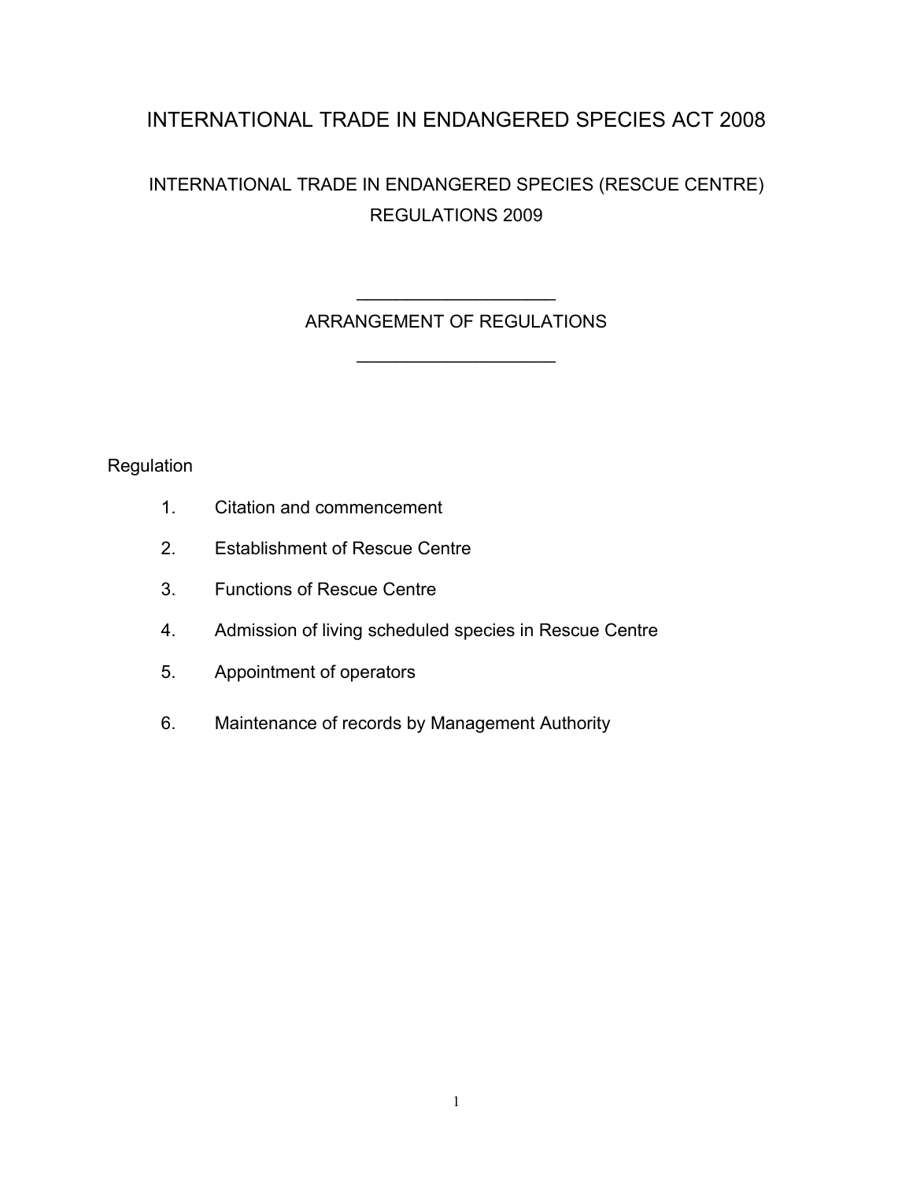# INTERNATIONAL TRADE IN ENDANGERED SPECIES ACT 2008

## INTERNATIONAL TRADE IN ENDANGERED SPECIES (RESCUE CENTRE) REGULATIONS 2009

---

### ARRANGEMENT OF REGULATIONS

---

Regulation

1. Citation and commencement
2. Establishment of Rescue Centre
3. Functions of Rescue Centre
4. Admission of living scheduled species in Rescue Centre
5. Appointment of operators
6. Maintenance of records by Management Authority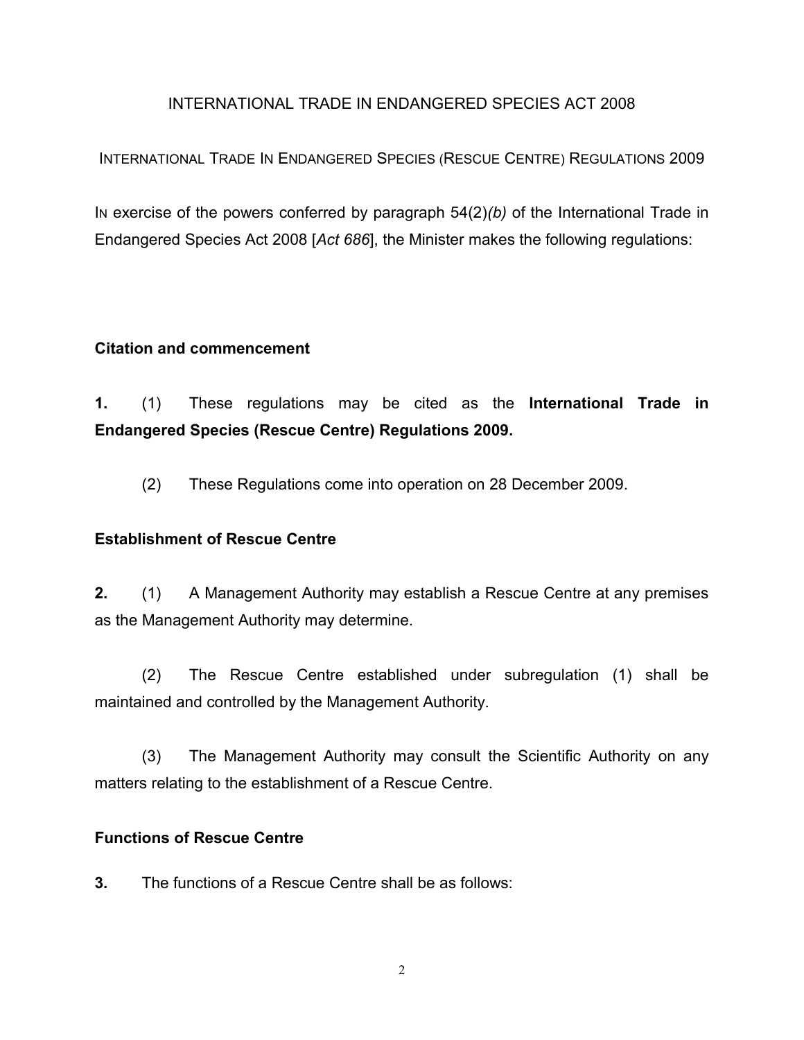INTERNATIONAL TRADE IN ENDANGERED SPECIES ACT 2008

INTERNATIONAL TRADE IN ENDANGERED SPECIES (RESCUE CENTRE) REGULATIONS 2009

IN exercise of the powers conferred by paragraph 54(2)*(b)* of the International Trade in Endangered Species Act 2008 [*Act 686*], the Minister makes the following regulations:

**Citation and commencement**

**1.** (1) These regulations may be cited as the **International Trade in Endangered Species (Rescue Centre) Regulations 2009.**

(2) These Regulations come into operation on 28 December 2009.

**Establishment of Rescue Centre**

**2.** (1) A Management Authority may establish a Rescue Centre at any premises as the Management Authority may determine.

(2) The Rescue Centre established under subregulation (1) shall be maintained and controlled by the Management Authority.

(3) The Management Authority may consult the Scientific Authority on any matters relating to the establishment of a Rescue Centre.

**Functions of Rescue Centre**

**3.** The functions of a Rescue Centre shall be as follows: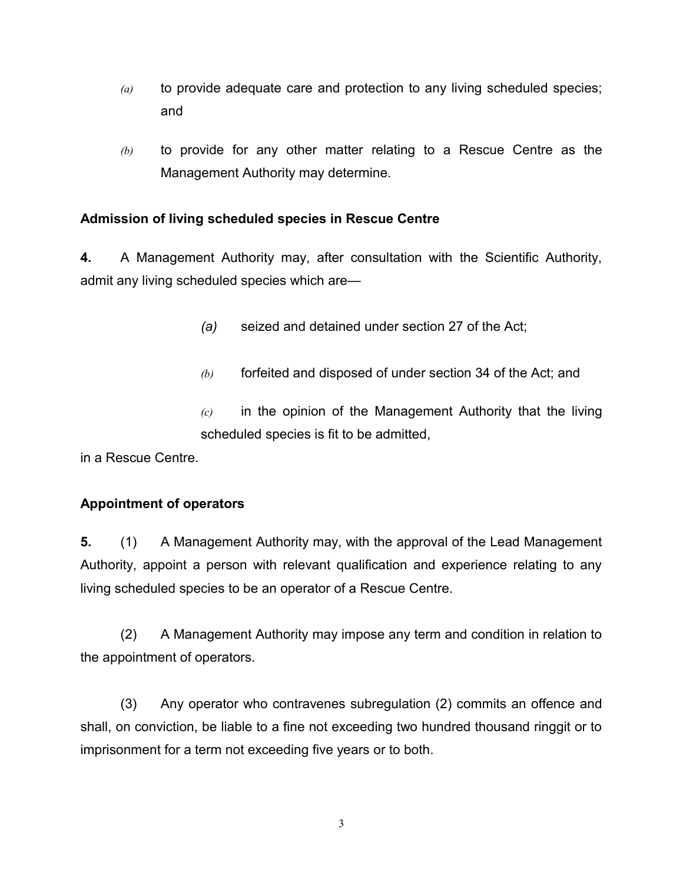*(a)* to provide adequate care and protection to any living scheduled species; and

*(b)* to provide for any other matter relating to a Rescue Centre as the Management Authority may determine.

**Admission of living scheduled species in Rescue Centre**

**4.** A Management Authority may, after consultation with the Scientific Authority, admit any living scheduled species which are—

*(a)* seized and detained under section 27 of the Act;

*(b)* forfeited and disposed of under section 34 of the Act; and

*(c)* in the opinion of the Management Authority that the living scheduled species is fit to be admitted,

in a Rescue Centre.

**Appointment of operators**

**5.** (1) A Management Authority may, with the approval of the Lead Management Authority, appoint a person with relevant qualification and experience relating to any living scheduled species to be an operator of a Rescue Centre.

(2) A Management Authority may impose any term and condition in relation to the appointment of operators.

(3) Any operator who contravenes subregulation (2) commits an offence and shall, on conviction, be liable to a fine not exceeding two hundred thousand ringgit or to imprisonment for a term not exceeding five years or to both.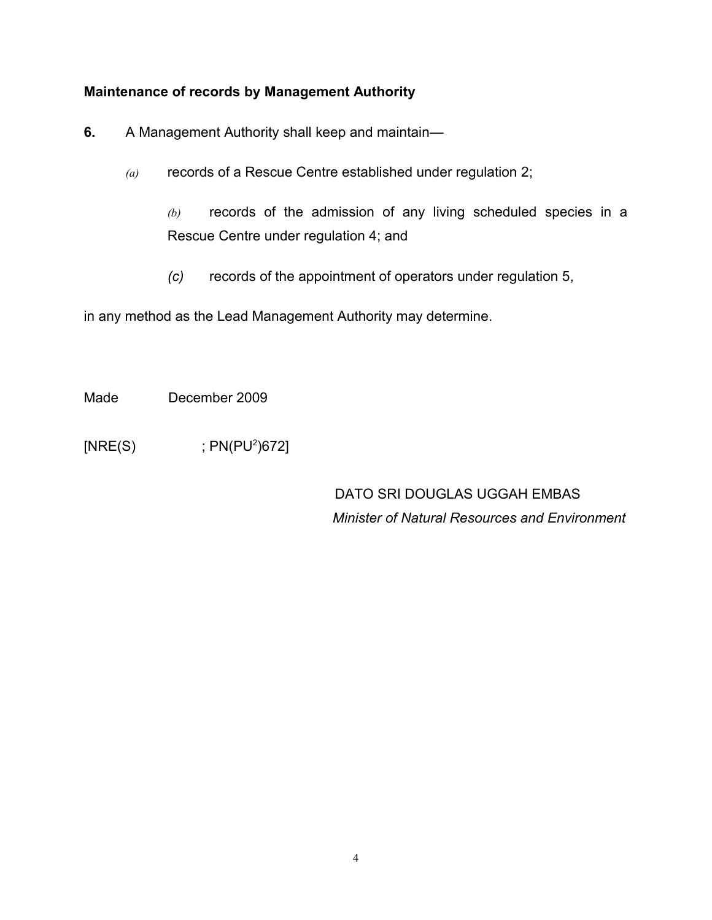**Maintenance of records by Management Authority**

**6.** A Management Authority shall keep and maintain—

*(a)* records of a Rescue Centre established under regulation 2;

*(b)* records of the admission of any living scheduled species in a Rescue Centre under regulation 4; and

*(c)* records of the appointment of operators under regulation 5,

in any method as the Lead Management Authority may determine.

Made December 2009

[NRE(S) ; PN($PU^2$)672]

DATO SRI DOUGLAS UGGAH EMBAS
*Minister of Natural Resources and Environment*